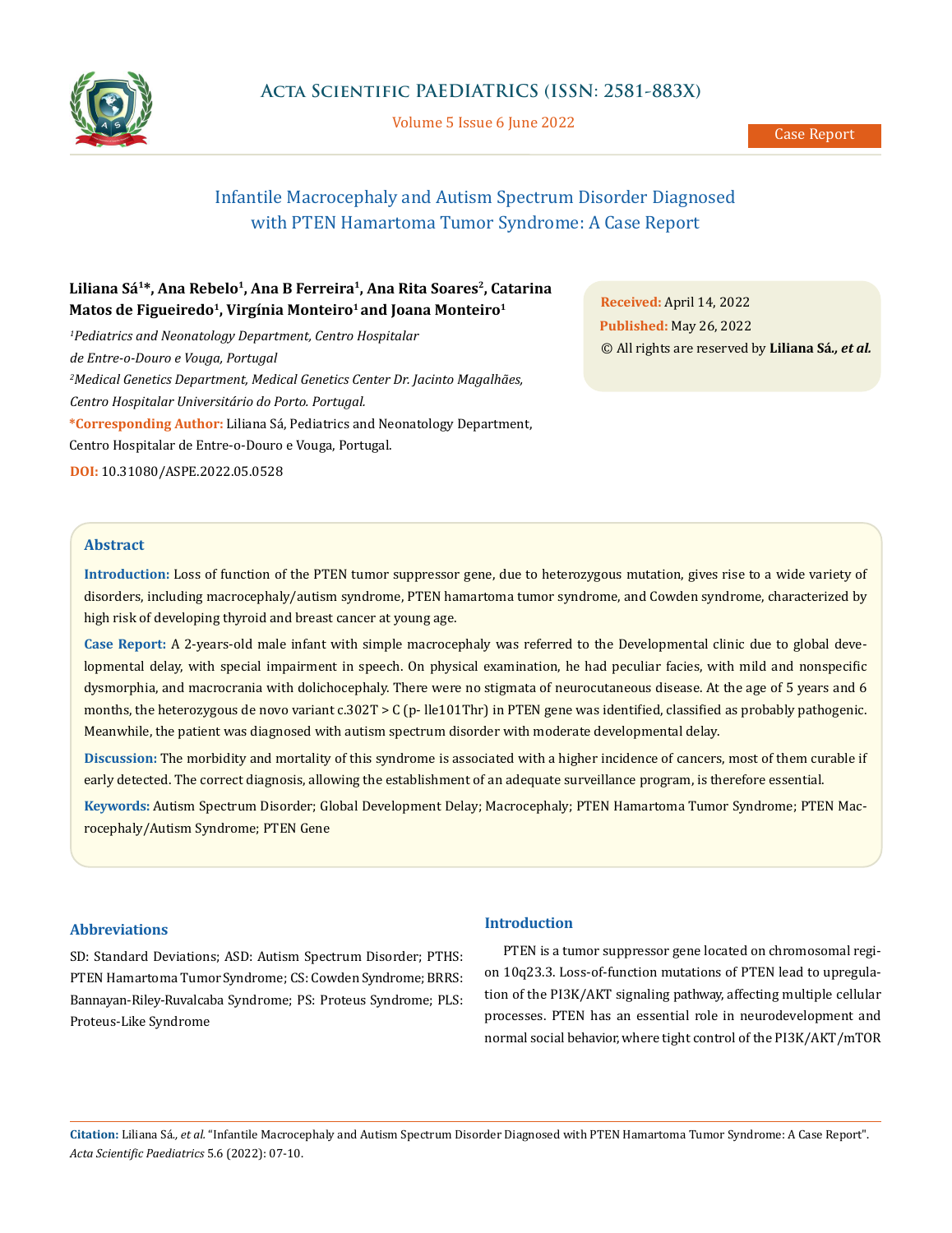Case Report

# Infantile Macrocephaly and Autism Spectrum Disorder Diagnosed with PTEN Hamartoma Tumor Syndrome: A Case Report

**Liliana Sá[1]\*, Ana Rebelo[1], Ana B Ferreira[1], Ana Rita Soares[2], Catarina Matos de Figueiredo[1], Virgínia Monteiro[1] and Joana Monteiro[1]**

*[1]Pediatrics and Neonatology Department, Centro Hospitalar de Entre-o-Douro e Vouga, Portugal*

*[2]Medical Genetics Department, Medical Genetics Center Dr. Jacinto Magalhães, Centro Hospitalar Universitário do Porto. Portugal.*

**\*Corresponding Author:** Liliana Sá, Pediatrics and Neonatology Department, Centro Hospitalar de Entre-o-Douro e Vouga, Portugal.

**DOI:** 10.31080/ASPE.2022.05.0528

**Received:** April 14, 2022
**Published:** May 26, 2022
© All rights are reserved by **Liliana Sá*, et al.***

## Abstract

**Introduction:** Loss of function of the PTEN tumor suppressor gene, due to heterozygous mutation, gives rise to a wide variety of disorders, including macrocephaly/autism syndrome, PTEN hamartoma tumor syndrome, and Cowden syndrome, characterized by high risk of developing thyroid and breast cancer at young age.

**Case Report:** A 2-years-old male infant with simple macrocephaly was referred to the Developmental clinic due to global developmental delay, with special impairment in speech. On physical examination, he had peculiar facies, with mild and nonspecific dysmorphia, and macrocrania with dolichocephaly. There were no stigmata of neurocutaneous disease. At the age of 5 years and 6 months, the heterozygous de novo variant c.302T > C (p- lle101Thr) in PTEN gene was identified, classified as probably pathogenic. Meanwhile, the patient was diagnosed with autism spectrum disorder with moderate developmental delay.

**Discussion:** The morbidity and mortality of this syndrome is associated with a higher incidence of cancers, most of them curable if early detected. The correct diagnosis, allowing the establishment of an adequate surveillance program, is therefore essential.

**Keywords:** Autism Spectrum Disorder; Global Development Delay; Macrocephaly; PTEN Hamartoma Tumor Syndrome; PTEN Macrocephaly/Autism Syndrome; PTEN Gene

## Abbreviations

SD: Standard Deviations; ASD: Autism Spectrum Disorder; PTHS: PTEN Hamartoma Tumor Syndrome; CS: Cowden Syndrome; BRRS: Bannayan-Riley-Ruvalcaba Syndrome; PS: Proteus Syndrome; PLS: Proteus-Like Syndrome

## Introduction

PTEN is a tumor suppressor gene located on chromosomal region 10q23.3. Loss-of-function mutations of PTEN lead to upregulation of the PI3K/AKT signaling pathway, affecting multiple cellular processes. PTEN has an essential role in neurodevelopment and normal social behavior, where tight control of the PI3K/AKT/mTOR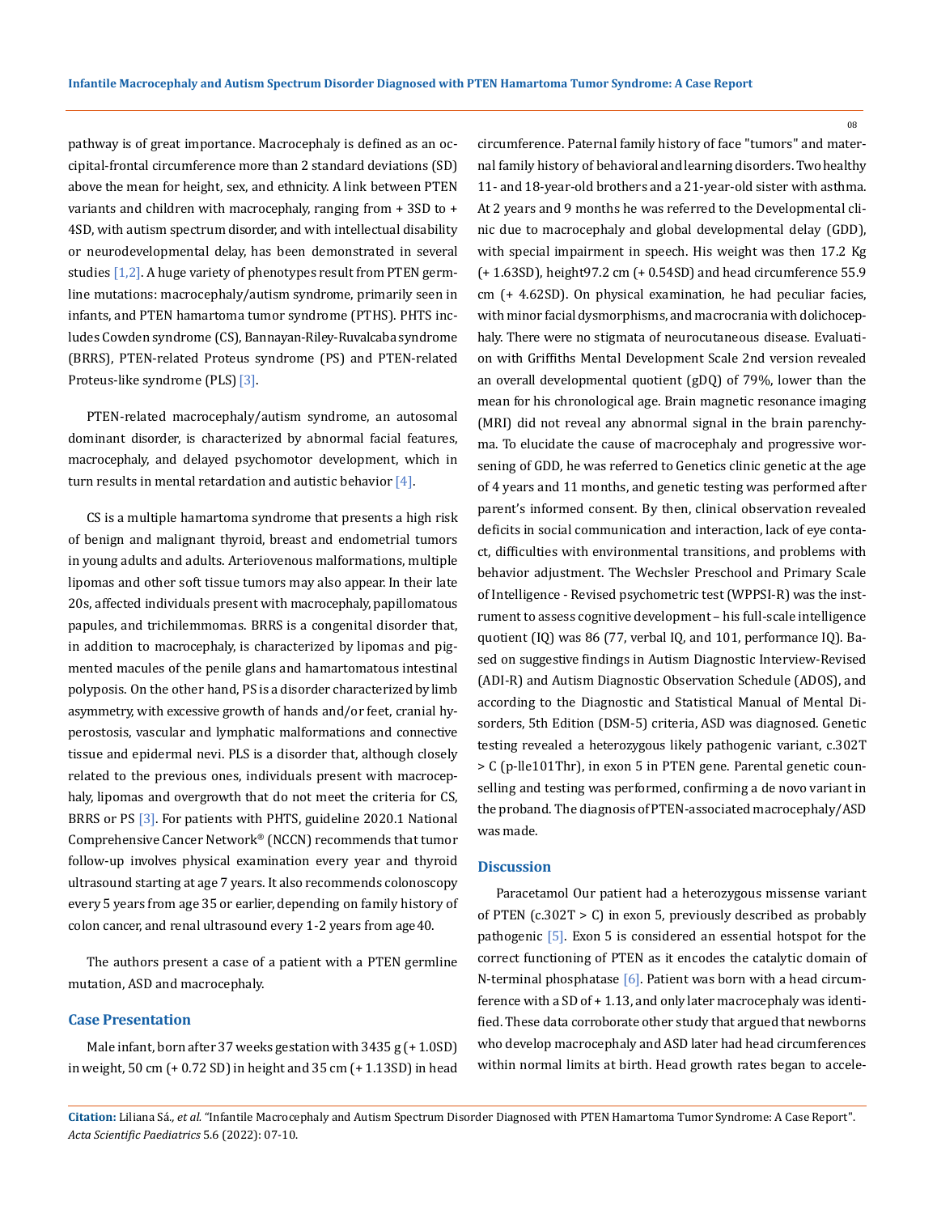pathway is of great importance. Macrocephaly is defined as an occipital-frontal circumference more than 2 standard deviations (SD) above the mean for height, sex, and ethnicity. A link between PTEN variants and children with macrocephaly, ranging from + 3SD to + 4SD, with autism spectrum disorder, and with intellectual disability or neurodevelopmental delay, has been demonstrated in several studies [1,2]. A huge variety of phenotypes result from PTEN germline mutations: macrocephaly/autism syndrome, primarily seen in infants, and PTEN hamartoma tumor syndrome (PTHS). PHTS includes Cowden syndrome (CS), Bannayan-Riley-Ruvalcaba syndrome (BRRS), PTEN-related Proteus syndrome (PS) and PTEN-related Proteus-like syndrome (PLS) [3].

PTEN-related macrocephaly/autism syndrome, an autosomal dominant disorder, is characterized by abnormal facial features, macrocephaly, and delayed psychomotor development, which in turn results in mental retardation and autistic behavior [4].

CS is a multiple hamartoma syndrome that presents a high risk of benign and malignant thyroid, breast and endometrial tumors in young adults and adults. Arteriovenous malformations, multiple lipomas and other soft tissue tumors may also appear. In their late 20s, affected individuals present with macrocephaly, papillomatous papules, and trichilemmomas. BRRS is a congenital disorder that, in addition to macrocephaly, is characterized by lipomas and pigmented macules of the penile glans and hamartomatous intestinal polyposis. On the other hand, PS is a disorder characterized by limb asymmetry, with excessive growth of hands and/or feet, cranial hyperostosis, vascular and lymphatic malformations and connective tissue and epidermal nevi. PLS is a disorder that, although closely related to the previous ones, individuals present with macrocephaly, lipomas and overgrowth that do not meet the criteria for CS, BRRS or PS [3]. For patients with PHTS, guideline 2020.1 National Comprehensive Cancer Network® (NCCN) recommends that tumor follow-up involves physical examination every year and thyroid ultrasound starting at age 7 years. It also recommends colonoscopy every 5 years from age 35 or earlier, depending on family history of colon cancer, and renal ultrasound every 1-2 years from age 40.

The authors present a case of a patient with a PTEN germline mutation, ASD and macrocephaly.

## Case Presentation

Male infant, born after 37 weeks gestation with 3435 g (+ 1.0SD) in weight, 50 cm (+ 0.72 SD) in height and 35 cm (+ 1.13SD) in head circumference. Paternal family history of face "tumors" and maternal family history of behavioral and learning disorders. Two healthy 11- and 18-year-old brothers and a 21-year-old sister with asthma. At 2 years and 9 months he was referred to the Developmental clinic due to macrocephaly and global developmental delay (GDD), with special impairment in speech. His weight was then 17.2 Kg (+ 1.63SD), height97.2 cm (+ 0.54SD) and head circumference 55.9 cm (+ 4.62SD). On physical examination, he had peculiar facies, with minor facial dysmorphisms, and macrocrania with dolichocephaly. There were no stigmata of neurocutaneous disease. Evaluation with Griffiths Mental Development Scale 2nd version revealed an overall developmental quotient (gDQ) of 79%, lower than the mean for his chronological age. Brain magnetic resonance imaging (MRI) did not reveal any abnormal signal in the brain parenchyma. To elucidate the cause of macrocephaly and progressive worsening of GDD, he was referred to Genetics clinic genetic at the age of 4 years and 11 months, and genetic testing was performed after parent's informed consent. By then, clinical observation revealed deficits in social communication and interaction, lack of eye contact, difficulties with environmental transitions, and problems with behavior adjustment. The Wechsler Preschool and Primary Scale of Intelligence - Revised psychometric test (WPPSI-R) was the instrument to assess cognitive development – his full-scale intelligence quotient (IQ) was 86 (77, verbal IQ, and 101, performance IQ). Based on suggestive findings in Autism Diagnostic Interview-Revised (ADI-R) and Autism Diagnostic Observation Schedule (ADOS), and according to the Diagnostic and Statistical Manual of Mental Disorders, 5th Edition (DSM-5) criteria, ASD was diagnosed. Genetic testing revealed a heterozygous likely pathogenic variant, c.302T > C (p-Ile101Thr), in exon 5 in PTEN gene. Parental genetic counselling and testing was performed, confirming a de novo variant in the proband. The diagnosis of PTEN-associated macrocephaly/ASD was made.

## Discussion

Paracetamol Our patient had a heterozygous missense variant of PTEN (c.302T > C) in exon 5, previously described as probably pathogenic [5]. Exon 5 is considered an essential hotspot for the correct functioning of PTEN as it encodes the catalytic domain of N-terminal phosphatase [6]. Patient was born with a head circumference with a SD of + 1.13, and only later macrocephaly was identified. These data corroborate other study that argued that newborns who develop macrocephaly and ASD later had head circumferences within normal limits at birth. Head growth rates began to accele-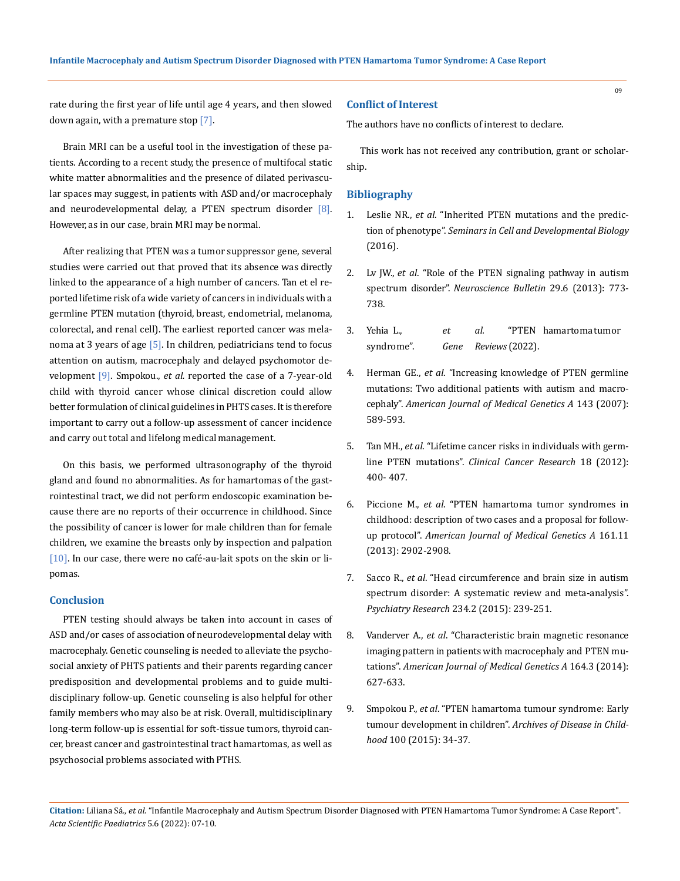rate during the first year of life until age 4 years, and then slowed down again, with a premature stop [7].

Brain MRI can be a useful tool in the investigation of these patients. According to a recent study, the presence of multifocal static white matter abnormalities and the presence of dilated perivascular spaces may suggest, in patients with ASD and/or macrocephaly and neurodevelopmental delay, a PTEN spectrum disorder [8]. However, as in our case, brain MRI may be normal.

After realizing that PTEN was a tumor suppressor gene, several studies were carried out that proved that its absence was directly linked to the appearance of a high number of cancers. Tan et el reported lifetime risk of a wide variety of cancers in individuals with a germline PTEN mutation (thyroid, breast, endometrial, melanoma, colorectal, and renal cell). The earliest reported cancer was melanoma at 3 years of age [5]. In children, pediatricians tend to focus attention on autism, macrocephaly and delayed psychomotor development [9]. Smpokou., *et al*. reported the case of a 7-year-old child with thyroid cancer whose clinical discretion could allow better formulation of clinical guidelines in PHTS cases. It is therefore important to carry out a follow-up assessment of cancer incidence and carry out total and lifelong medical management.

On this basis, we performed ultrasonography of the thyroid gland and found no abnormalities. As for hamartomas of the gastrointestinal tract, we did not perform endoscopic examination because there are no reports of their occurrence in childhood. Since the possibility of cancer is lower for male children than for female children, we examine the breasts only by inspection and palpation [10]. In our case, there were no café-au-lait spots on the skin or lipomas.

## Conclusion

PTEN testing should always be taken into account in cases of ASD and/or cases of association of neurodevelopmental delay with macrocephaly. Genetic counseling is needed to alleviate the psychosocial anxiety of PHTS patients and their parents regarding cancer predisposition and developmental problems and to guide multidisciplinary follow-up. Genetic counseling is also helpful for other family members who may also be at risk. Overall, multidisciplinary long-term follow-up is essential for soft-tissue tumors, thyroid cancer, breast cancer and gastrointestinal tract hamartomas, as well as psychosocial problems associated with PTHS.

## Conflict of Interest

The authors have no conflicts of interest to declare.

This work has not received any contribution, grant or scholarship.

## Bibliography

1. Leslie NR., *et al*. "Inherited PTEN mutations and the prediction of phenotype". *Seminars in Cell and Developmental Biology* (2016).
2. Lv JW., *et al*. "Role of the PTEN signaling pathway in autism spectrum disorder". *Neuroscience Bulletin* 29.6 (2013): 773-738.
3. Yehia L., *et al*. "PTEN hamartomatumor syndrome". *Gene Reviews* (2022).
4. Herman GE., *et al*. "Increasing knowledge of PTEN germline mutations: Two additional patients with autism and macrocephaly". *American Journal of Medical Genetics A* 143 (2007): 589-593.
5. Tan MH., *et al*. "Lifetime cancer risks in individuals with germline PTEN mutations". *Clinical Cancer Research* 18 (2012): 400- 407.
6. Piccione M., *et al*. "PTEN hamartoma tumor syndromes in childhood: description of two cases and a proposal for follow-up protocol". *American Journal of Medical Genetics A* 161.11 (2013): 2902-2908.
7. Sacco R., *et al*. "Head circumference and brain size in autism spectrum disorder: A systematic review and meta-analysis". *Psychiatry Research* 234.2 (2015): 239-251.
8. Vanderver A., *et al*. "Characteristic brain magnetic resonance imaging pattern in patients with macrocephaly and PTEN mutations". *American Journal of Medical Genetics A* 164.3 (2014): 627-633.
9. Smpokou P., *et al*. "PTEN hamartoma tumour syndrome: Early tumour development in children". *Archives of Disease in Childhood* 100 (2015): 34-37.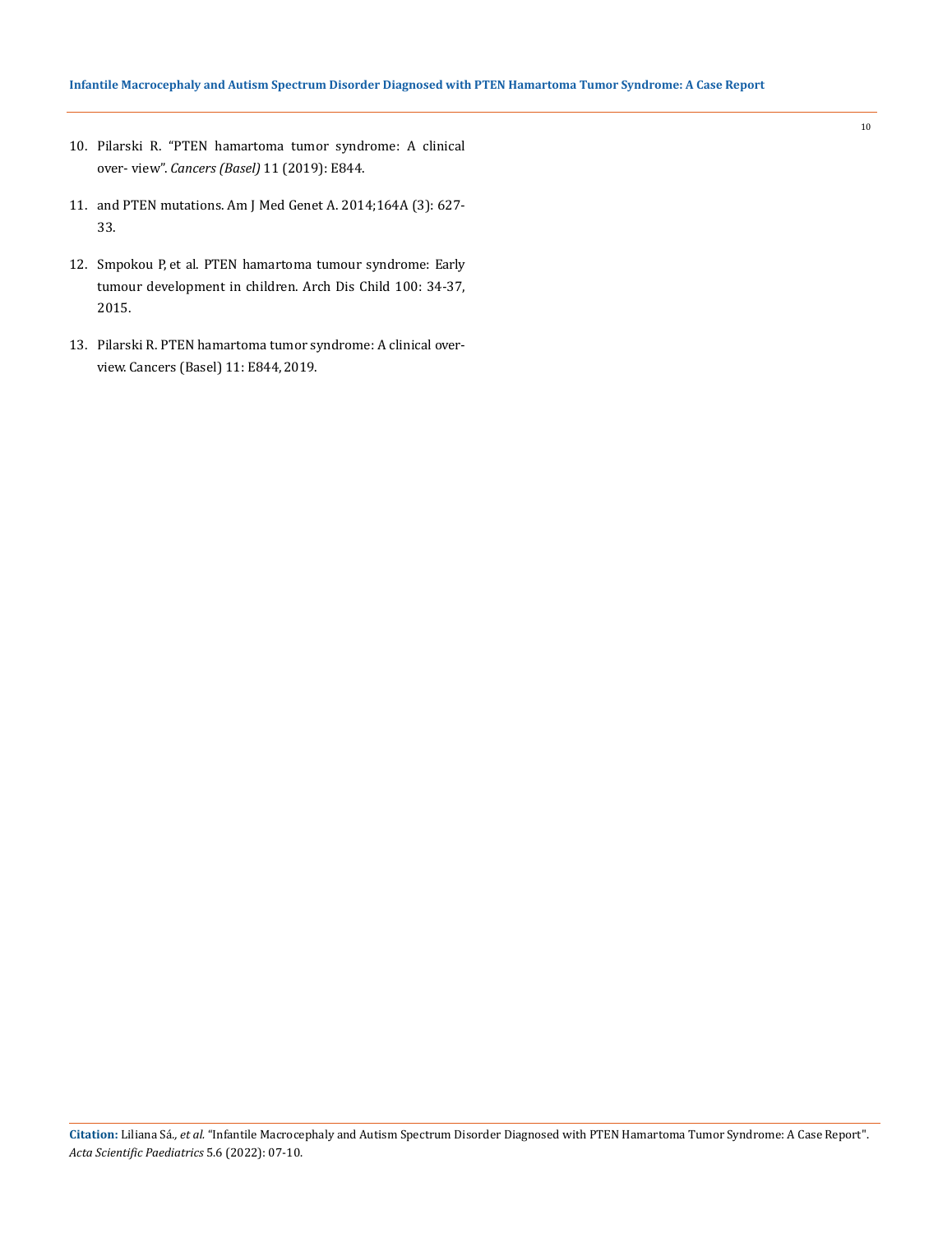10. Pilarski R. "PTEN hamartoma tumor syndrome: A clinical over- view". *Cancers (Basel)* 11 (2019): E844.

11. and PTEN mutations. Am J Med Genet A. 2014;164A (3): 627-33.

12. Smpokou P, et al. PTEN hamartoma tumour syndrome: Early tumour development in children. Arch Dis Child 100: 34-37, 2015.

13. Pilarski R. PTEN hamartoma tumor syndrome: A clinical over-view. Cancers (Basel) 11: E844, 2019.